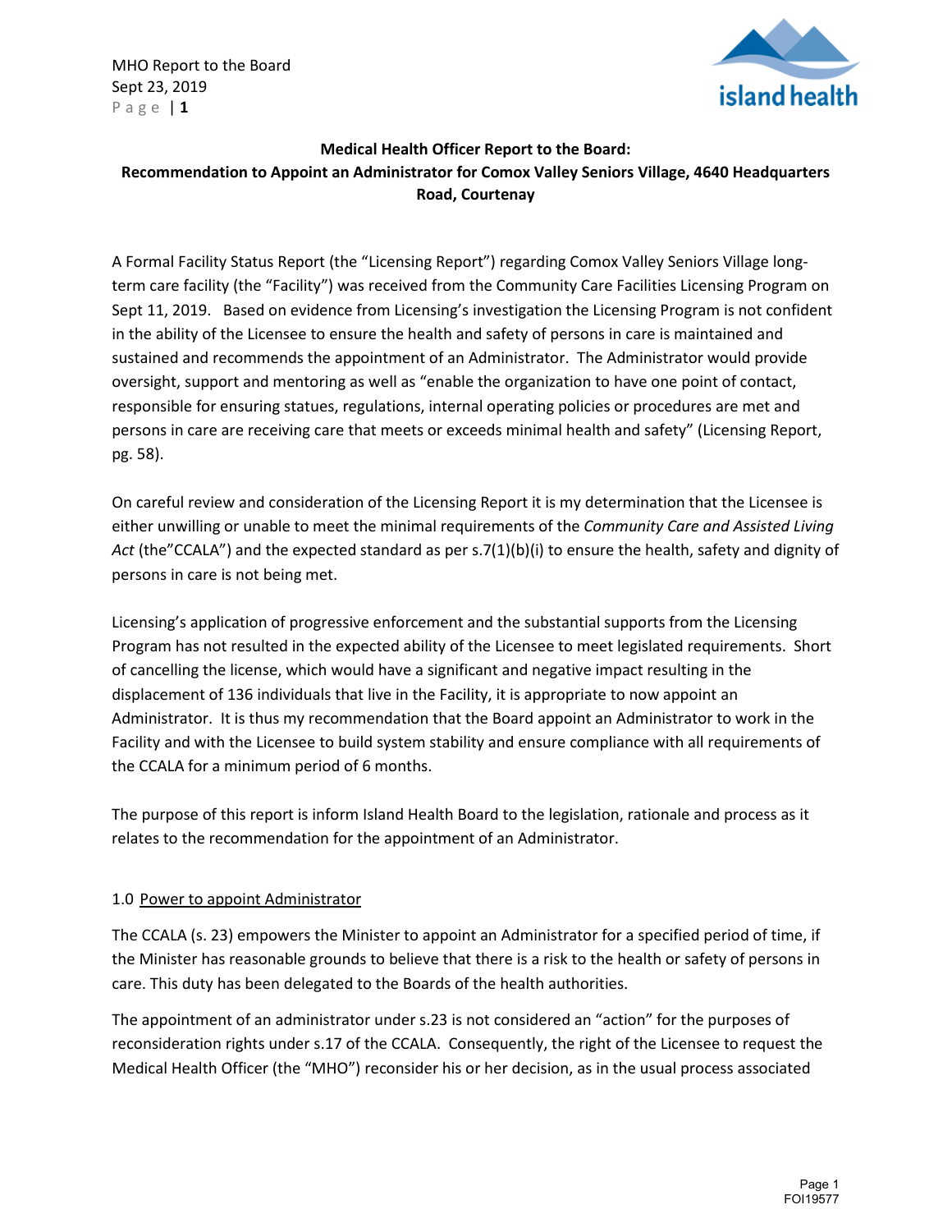**Medical Health Officer Report to the Board:**
**Recommendation to Appoint an Administrator for Comox Valley Seniors Village, 4640 Headquarters Road, Courtenay**

A Formal Facility Status Report (the "Licensing Report") regarding Comox Valley Seniors Village long-term care facility (the "Facility") was received from the Community Care Facilities Licensing Program on Sept 11, 2019. Based on evidence from Licensing's investigation the Licensing Program is not confident in the ability of the Licensee to ensure the health and safety of persons in care is maintained and sustained and recommends the appointment of an Administrator. The Administrator would provide oversight, support and mentoring as well as "enable the organization to have one point of contact, responsible for ensuring statues, regulations, internal operating policies or procedures are met and persons in care are receiving care that meets or exceeds minimal health and safety" (Licensing Report, pg. 58).

On careful review and consideration of the Licensing Report it is my determination that the Licensee is either unwilling or unable to meet the minimal requirements of the *Community Care and Assisted Living Act* (the"CCALA") and the expected standard as per s.7(1)(b)(i) to ensure the health, safety and dignity of persons in care is not being met.

Licensing's application of progressive enforcement and the substantial supports from the Licensing Program has not resulted in the expected ability of the Licensee to meet legislated requirements. Short of cancelling the license, which would have a significant and negative impact resulting in the displacement of 136 individuals that live in the Facility, it is appropriate to now appoint an Administrator. It is thus my recommendation that the Board appoint an Administrator to work in the Facility and with the Licensee to build system stability and ensure compliance with all requirements of the CCALA for a minimum period of 6 months.

The purpose of this report is inform Island Health Board to the legislation, rationale and process as it relates to the recommendation for the appointment of an Administrator.

1.0 Power to appoint Administrator

The CCALA (s. 23) empowers the Minister to appoint an Administrator for a specified period of time, if the Minister has reasonable grounds to believe that there is a risk to the health or safety of persons in care. This duty has been delegated to the Boards of the health authorities.

The appointment of an administrator under s.23 is not considered an "action" for the purposes of reconsideration rights under s.17 of the CCALA. Consequently, the right of the Licensee to request the Medical Health Officer (the "MHO") reconsider his or her decision, as in the usual process associated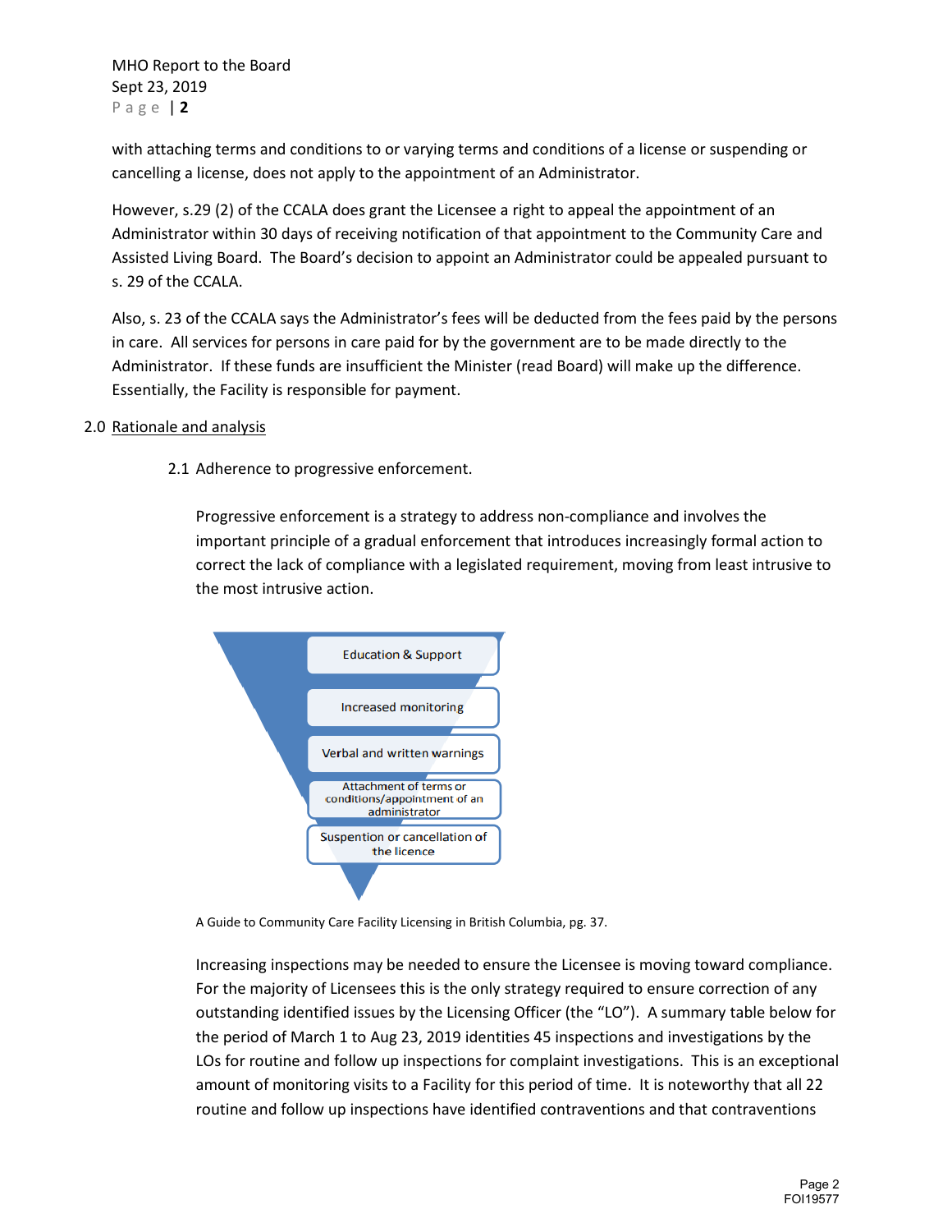with attaching terms and conditions to or varying terms and conditions of a license or suspending or cancelling a license, does not apply to the appointment of an Administrator.

However, s.29 (2) of the CCALA does grant the Licensee a right to appeal the appointment of an Administrator within 30 days of receiving notification of that appointment to the Community Care and Assisted Living Board. The Board's decision to appoint an Administrator could be appealed pursuant to s. 29 of the CCALA.

Also, s. 23 of the CCALA says the Administrator's fees will be deducted from the fees paid by the persons in care. All services for persons in care paid for by the government are to be made directly to the Administrator. If these funds are insufficient the Minister (read Board) will make up the difference. Essentially, the Facility is responsible for payment.

## 2.0 Rationale and analysis

### 2.1 Adherence to progressive enforcement.

Progressive enforcement is a strategy to address non-compliance and involves the important principle of a gradual enforcement that introduces increasingly formal action to correct the lack of compliance with a legislated requirement, moving from least intrusive to the most intrusive action.

Education & Support

Increased monitoring

Verbal and written warnings

Attachment of terms or conditions/appointment of an administrator

Suspention or cancellation of the licence

A Guide to Community Care Facility Licensing in British Columbia, pg. 37.

Increasing inspections may be needed to ensure the Licensee is moving toward compliance. For the majority of Licensees this is the only strategy required to ensure correction of any outstanding identified issues by the Licensing Officer (the "LO"). A summary table below for the period of March 1 to Aug 23, 2019 identities 45 inspections and investigations by the LOs for routine and follow up inspections for complaint investigations. This is an exceptional amount of monitoring visits to a Facility for this period of time. It is noteworthy that all 22 routine and follow up inspections have identified contraventions and that contraventions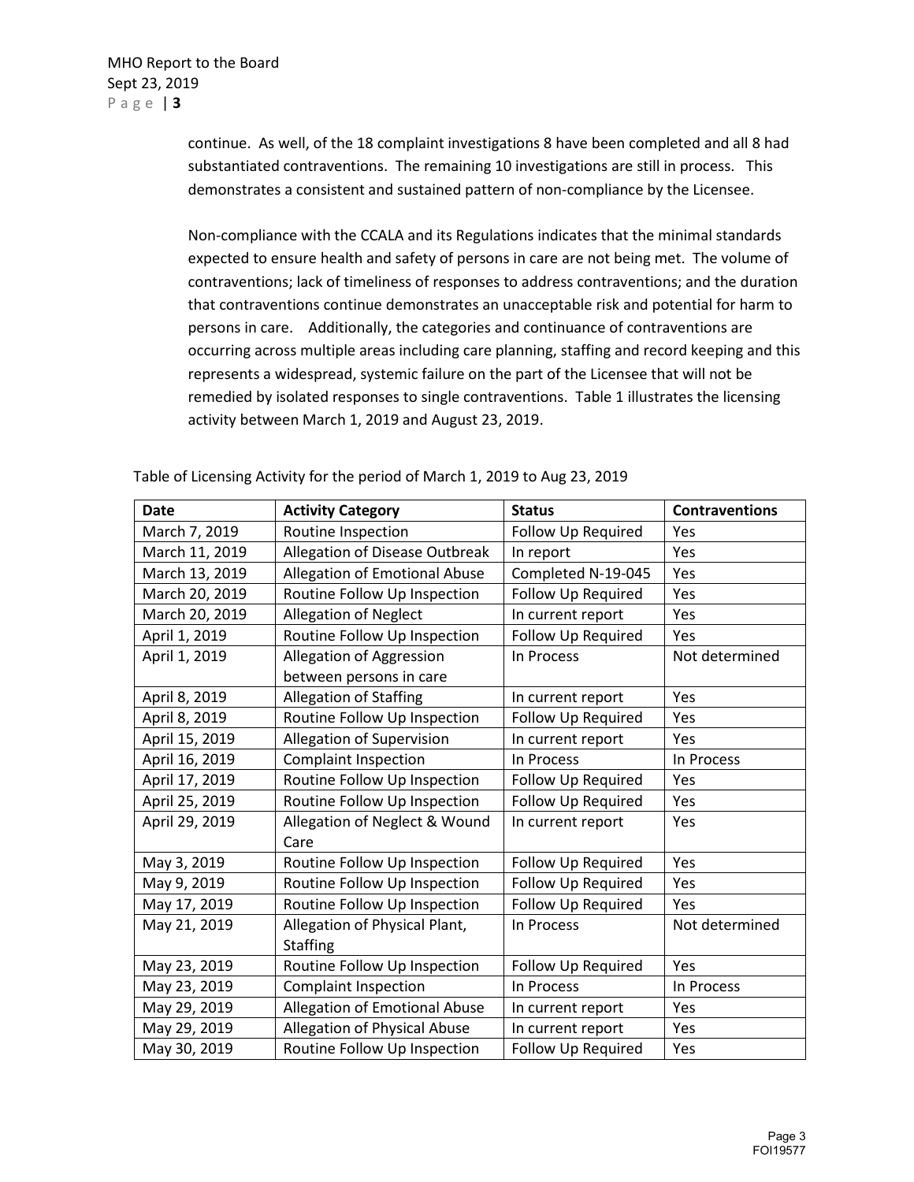continue. As well, of the 18 complaint investigations 8 have been completed and all 8 had substantiated contraventions. The remaining 10 investigations are still in process. This demonstrates a consistent and sustained pattern of non-compliance by the Licensee.

Non-compliance with the CCALA and its Regulations indicates that the minimal standards expected to ensure health and safety of persons in care are not being met. The volume of contraventions; lack of timeliness of responses to address contraventions; and the duration that contraventions continue demonstrates an unacceptable risk and potential for harm to persons in care. Additionally, the categories and continuance of contraventions are occurring across multiple areas including care planning, staffing and record keeping and this represents a widespread, systemic failure on the part of the Licensee that will not be remedied by isolated responses to single contraventions. Table 1 illustrates the licensing activity between March 1, 2019 and August 23, 2019.

Table of Licensing Activity for the period of March 1, 2019 to Aug 23, 2019

| Date | Activity Category | Status | Contraventions |
|---|---|---|---|
| March 7, 2019 | Routine Inspection | Follow Up Required | Yes |
| March 11, 2019 | Allegation of Disease Outbreak | In report | Yes |
| March 13, 2019 | Allegation of Emotional Abuse | Completed N-19-045 | Yes |
| March 20, 2019 | Routine Follow Up Inspection | Follow Up Required | Yes |
| March 20, 2019 | Allegation of Neglect | In current report | Yes |
| April 1, 2019 | Routine Follow Up Inspection | Follow Up Required | Yes |
| April 1, 2019 | Allegation of Aggression between persons in care | In Process | Not determined |
| April 8, 2019 | Allegation of Staffing | In current report | Yes |
| April 8, 2019 | Routine Follow Up Inspection | Follow Up Required | Yes |
| April 15, 2019 | Allegation of Supervision | In current report | Yes |
| April 16, 2019 | Complaint Inspection | In Process | In Process |
| April 17, 2019 | Routine Follow Up Inspection | Follow Up Required | Yes |
| April 25, 2019 | Routine Follow Up Inspection | Follow Up Required | Yes |
| April 29, 2019 | Allegation of Neglect & Wound Care | In current report | Yes |
| May 3, 2019 | Routine Follow Up Inspection | Follow Up Required | Yes |
| May 9, 2019 | Routine Follow Up Inspection | Follow Up Required | Yes |
| May 17, 2019 | Routine Follow Up Inspection | Follow Up Required | Yes |
| May 21, 2019 | Allegation of Physical Plant, Staffing | In Process | Not determined |
| May 23, 2019 | Routine Follow Up Inspection | Follow Up Required | Yes |
| May 23, 2019 | Complaint Inspection | In Process | In Process |
| May 29, 2019 | Allegation of Emotional Abuse | In current report | Yes |
| May 29, 2019 | Allegation of Physical Abuse | In current report | Yes |
| May 30, 2019 | Routine Follow Up Inspection | Follow Up Required | Yes |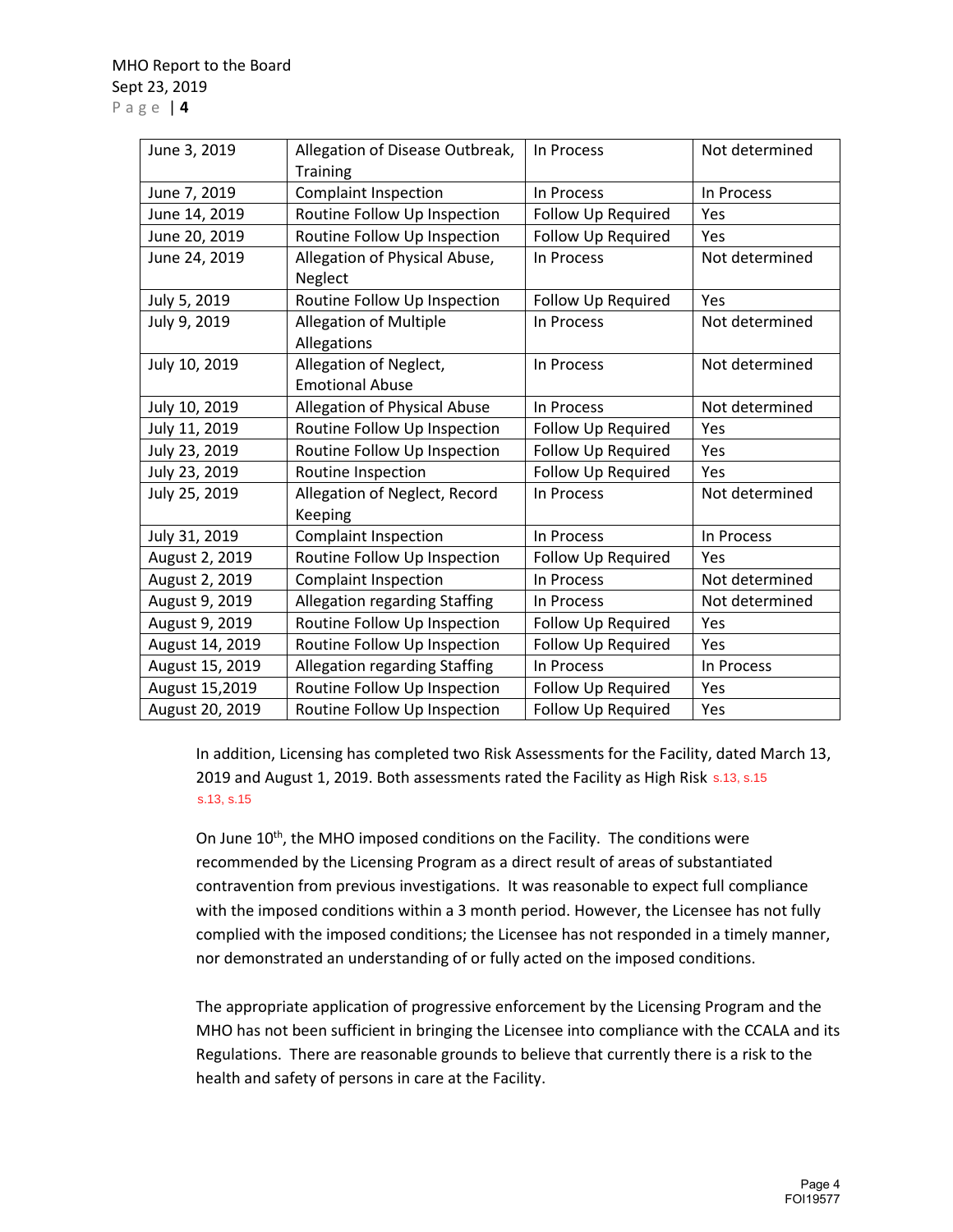| | | | |
|---|---|---|---|
| June 3, 2019 | Allegation of Disease Outbreak, Training | In Process | Not determined |
| June 7, 2019 | Complaint Inspection | In Process | In Process |
| June 14, 2019 | Routine Follow Up Inspection | Follow Up Required | Yes |
| June 20, 2019 | Routine Follow Up Inspection | Follow Up Required | Yes |
| June 24, 2019 | Allegation of Physical Abuse, Neglect | In Process | Not determined |
| July 5, 2019 | Routine Follow Up Inspection | Follow Up Required | Yes |
| July 9, 2019 | Allegation of Multiple Allegations | In Process | Not determined |
| July 10, 2019 | Allegation of Neglect, Emotional Abuse | In Process | Not determined |
| July 10, 2019 | Allegation of Physical Abuse | In Process | Not determined |
| July 11, 2019 | Routine Follow Up Inspection | Follow Up Required | Yes |
| July 23, 2019 | Routine Follow Up Inspection | Follow Up Required | Yes |
| July 23, 2019 | Routine Inspection | Follow Up Required | Yes |
| July 25, 2019 | Allegation of Neglect, Record Keeping | In Process | Not determined |
| July 31, 2019 | Complaint Inspection | In Process | In Process |
| August 2, 2019 | Routine Follow Up Inspection | Follow Up Required | Yes |
| August 2, 2019 | Complaint Inspection | In Process | Not determined |
| August 9, 2019 | Allegation regarding Staffing | In Process | Not determined |
| August 9, 2019 | Routine Follow Up Inspection | Follow Up Required | Yes |
| August 14, 2019 | Routine Follow Up Inspection | Follow Up Required | Yes |
| August 15, 2019 | Allegation regarding Staffing | In Process | In Process |
| August 15,2019 | Routine Follow Up Inspection | Follow Up Required | Yes |
| August 20, 2019 | Routine Follow Up Inspection | Follow Up Required | Yes |

In addition, Licensing has completed two Risk Assessments for the Facility, dated March 13, 2019 and August 1, 2019. Both assessments rated the Facility as High Risk s.13, s.15 s.13, s.15

On June 10th, the MHO imposed conditions on the Facility. The conditions were recommended by the Licensing Program as a direct result of areas of substantiated contravention from previous investigations. It was reasonable to expect full compliance with the imposed conditions within a 3 month period. However, the Licensee has not fully complied with the imposed conditions; the Licensee has not responded in a timely manner, nor demonstrated an understanding of or fully acted on the imposed conditions.

The appropriate application of progressive enforcement by the Licensing Program and the MHO has not been sufficient in bringing the Licensee into compliance with the CCALA and its Regulations. There are reasonable grounds to believe that currently there is a risk to the health and safety of persons in care at the Facility.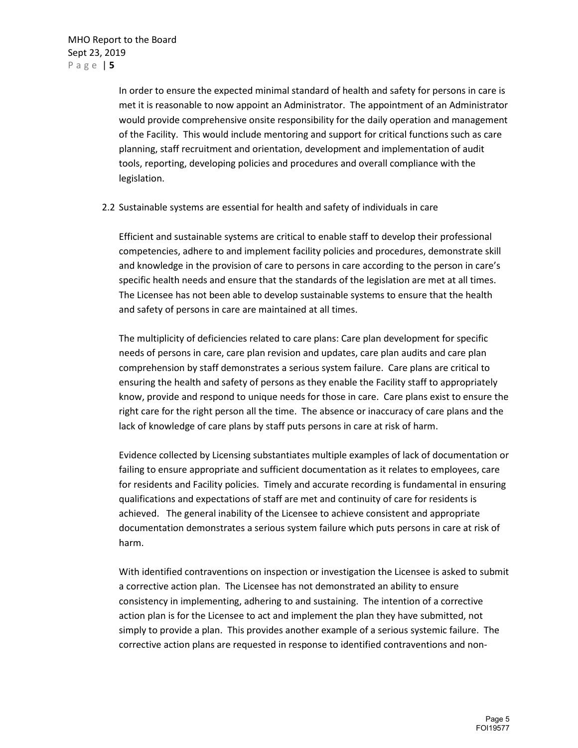In order to ensure the expected minimal standard of health and safety for persons in care is met it is reasonable to now appoint an Administrator. The appointment of an Administrator would provide comprehensive onsite responsibility for the daily operation and management of the Facility. This would include mentoring and support for critical functions such as care planning, staff recruitment and orientation, development and implementation of audit tools, reporting, developing policies and procedures and overall compliance with the legislation.

2.2 Sustainable systems are essential for health and safety of individuals in care

Efficient and sustainable systems are critical to enable staff to develop their professional competencies, adhere to and implement facility policies and procedures, demonstrate skill and knowledge in the provision of care to persons in care according to the person in care's specific health needs and ensure that the standards of the legislation are met at all times. The Licensee has not been able to develop sustainable systems to ensure that the health and safety of persons in care are maintained at all times.

The multiplicity of deficiencies related to care plans: Care plan development for specific needs of persons in care, care plan revision and updates, care plan audits and care plan comprehension by staff demonstrates a serious system failure. Care plans are critical to ensuring the health and safety of persons as they enable the Facility staff to appropriately know, provide and respond to unique needs for those in care. Care plans exist to ensure the right care for the right person all the time. The absence or inaccuracy of care plans and the lack of knowledge of care plans by staff puts persons in care at risk of harm.

Evidence collected by Licensing substantiates multiple examples of lack of documentation or failing to ensure appropriate and sufficient documentation as it relates to employees, care for residents and Facility policies. Timely and accurate recording is fundamental in ensuring qualifications and expectations of staff are met and continuity of care for residents is achieved. The general inability of the Licensee to achieve consistent and appropriate documentation demonstrates a serious system failure which puts persons in care at risk of harm.

With identified contraventions on inspection or investigation the Licensee is asked to submit a corrective action plan. The Licensee has not demonstrated an ability to ensure consistency in implementing, adhering to and sustaining. The intention of a corrective action plan is for the Licensee to act and implement the plan they have submitted, not simply to provide a plan. This provides another example of a serious systemic failure. The corrective action plans are requested in response to identified contraventions and non-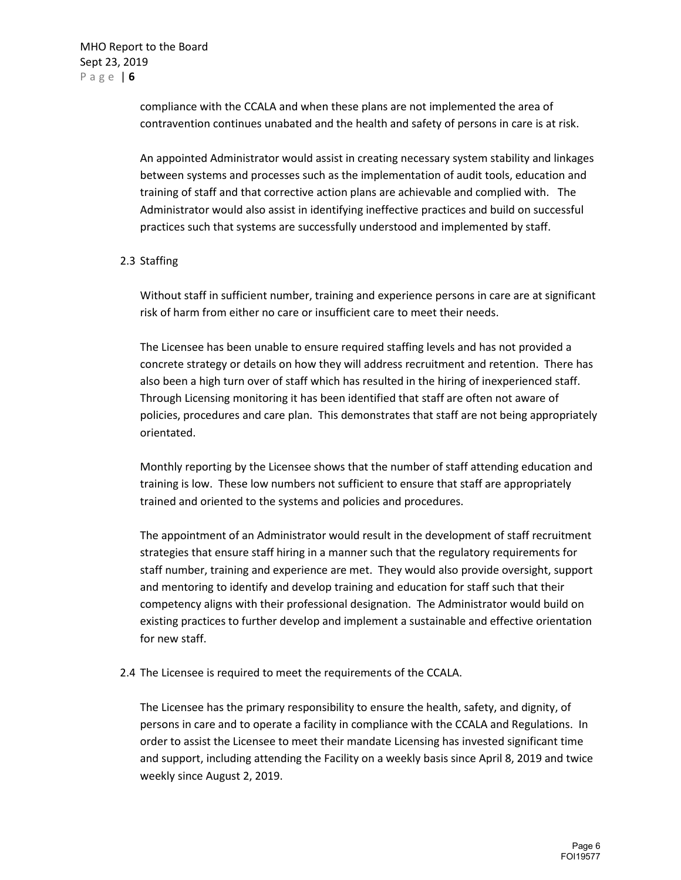compliance with the CCALA and when these plans are not implemented the area of contravention continues unabated and the health and safety of persons in care is at risk.

An appointed Administrator would assist in creating necessary system stability and linkages between systems and processes such as the implementation of audit tools, education and training of staff and that corrective action plans are achievable and complied with. The Administrator would also assist in identifying ineffective practices and build on successful practices such that systems are successfully understood and implemented by staff.

2.3 Staffing

Without staff in sufficient number, training and experience persons in care are at significant risk of harm from either no care or insufficient care to meet their needs.

The Licensee has been unable to ensure required staffing levels and has not provided a concrete strategy or details on how they will address recruitment and retention. There has also been a high turn over of staff which has resulted in the hiring of inexperienced staff. Through Licensing monitoring it has been identified that staff are often not aware of policies, procedures and care plan. This demonstrates that staff are not being appropriately orientated.

Monthly reporting by the Licensee shows that the number of staff attending education and training is low. These low numbers not sufficient to ensure that staff are appropriately trained and oriented to the systems and policies and procedures.

The appointment of an Administrator would result in the development of staff recruitment strategies that ensure staff hiring in a manner such that the regulatory requirements for staff number, training and experience are met. They would also provide oversight, support and mentoring to identify and develop training and education for staff such that their competency aligns with their professional designation. The Administrator would build on existing practices to further develop and implement a sustainable and effective orientation for new staff.

2.4 The Licensee is required to meet the requirements of the CCALA.

The Licensee has the primary responsibility to ensure the health, safety, and dignity, of persons in care and to operate a facility in compliance with the CCALA and Regulations. In order to assist the Licensee to meet their mandate Licensing has invested significant time and support, including attending the Facility on a weekly basis since April 8, 2019 and twice weekly since August 2, 2019.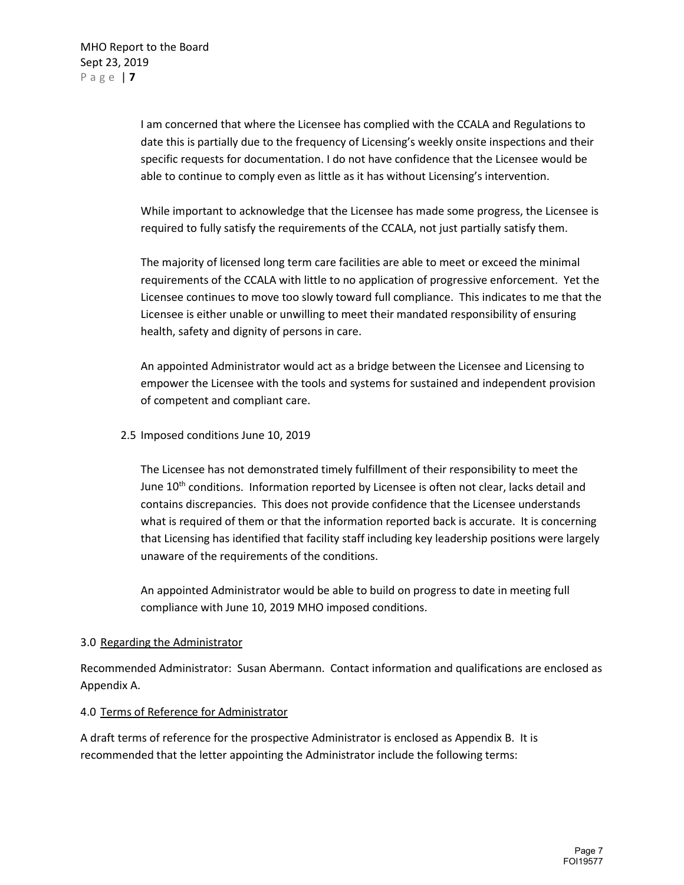I am concerned that where the Licensee has complied with the CCALA and Regulations to date this is partially due to the frequency of Licensing's weekly onsite inspections and their specific requests for documentation. I do not have confidence that the Licensee would be able to continue to comply even as little as it has without Licensing's intervention.

While important to acknowledge that the Licensee has made some progress, the Licensee is required to fully satisfy the requirements of the CCALA, not just partially satisfy them.

The majority of licensed long term care facilities are able to meet or exceed the minimal requirements of the CCALA with little to no application of progressive enforcement. Yet the Licensee continues to move too slowly toward full compliance. This indicates to me that the Licensee is either unable or unwilling to meet their mandated responsibility of ensuring health, safety and dignity of persons in care.

An appointed Administrator would act as a bridge between the Licensee and Licensing to empower the Licensee with the tools and systems for sustained and independent provision of competent and compliant care.

2.5 Imposed conditions June 10, 2019

The Licensee has not demonstrated timely fulfillment of their responsibility to meet the June 10th conditions. Information reported by Licensee is often not clear, lacks detail and contains discrepancies. This does not provide confidence that the Licensee understands what is required of them or that the information reported back is accurate. It is concerning that Licensing has identified that facility staff including key leadership positions were largely unaware of the requirements of the conditions.

An appointed Administrator would be able to build on progress to date in meeting full compliance with June 10, 2019 MHO imposed conditions.

## 3.0 Regarding the Administrator

Recommended Administrator: Susan Abermann. Contact information and qualifications are enclosed as Appendix A.

## 4.0 Terms of Reference for Administrator

A draft terms of reference for the prospective Administrator is enclosed as Appendix B. It is recommended that the letter appointing the Administrator include the following terms: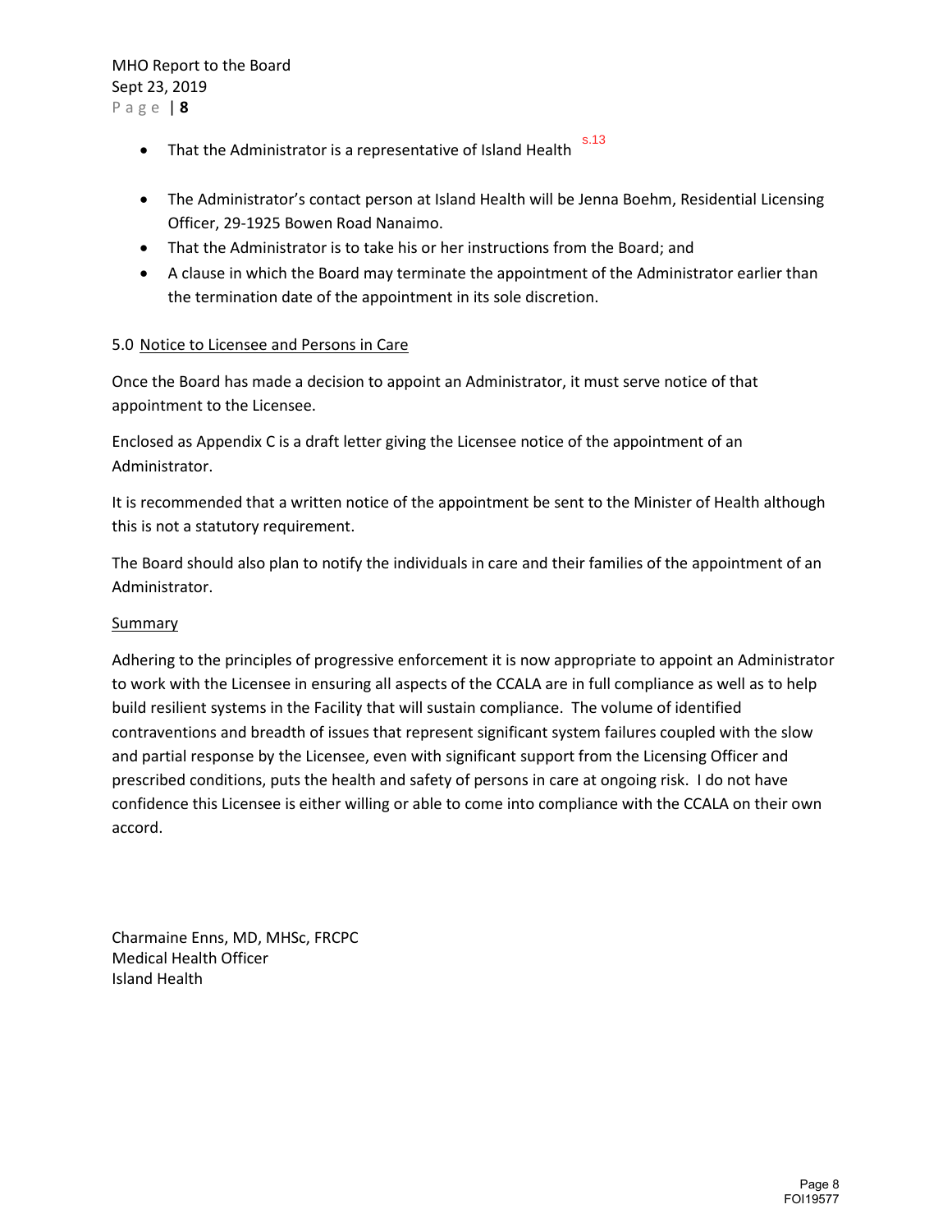- That the Administrator is a representative of Island Health s.13
- The Administrator's contact person at Island Health will be Jenna Boehm, Residential Licensing Officer, 29-1925 Bowen Road Nanaimo.
- That the Administrator is to take his or her instructions from the Board; and
- A clause in which the Board may terminate the appointment of the Administrator earlier than the termination date of the appointment in its sole discretion.

5.0 Notice to Licensee and Persons in Care

Once the Board has made a decision to appoint an Administrator, it must serve notice of that appointment to the Licensee.

Enclosed as Appendix C is a draft letter giving the Licensee notice of the appointment of an Administrator.

It is recommended that a written notice of the appointment be sent to the Minister of Health although this is not a statutory requirement.

The Board should also plan to notify the individuals in care and their families of the appointment of an Administrator.

Summary

Adhering to the principles of progressive enforcement it is now appropriate to appoint an Administrator to work with the Licensee in ensuring all aspects of the CCALA are in full compliance as well as to help build resilient systems in the Facility that will sustain compliance. The volume of identified contraventions and breadth of issues that represent significant system failures coupled with the slow and partial response by the Licensee, even with significant support from the Licensing Officer and prescribed conditions, puts the health and safety of persons in care at ongoing risk. I do not have confidence this Licensee is either willing or able to come into compliance with the CCALA on their own accord.

Charmaine Enns, MD, MHSc, FRCPC
Medical Health Officer
Island Health

FOI19577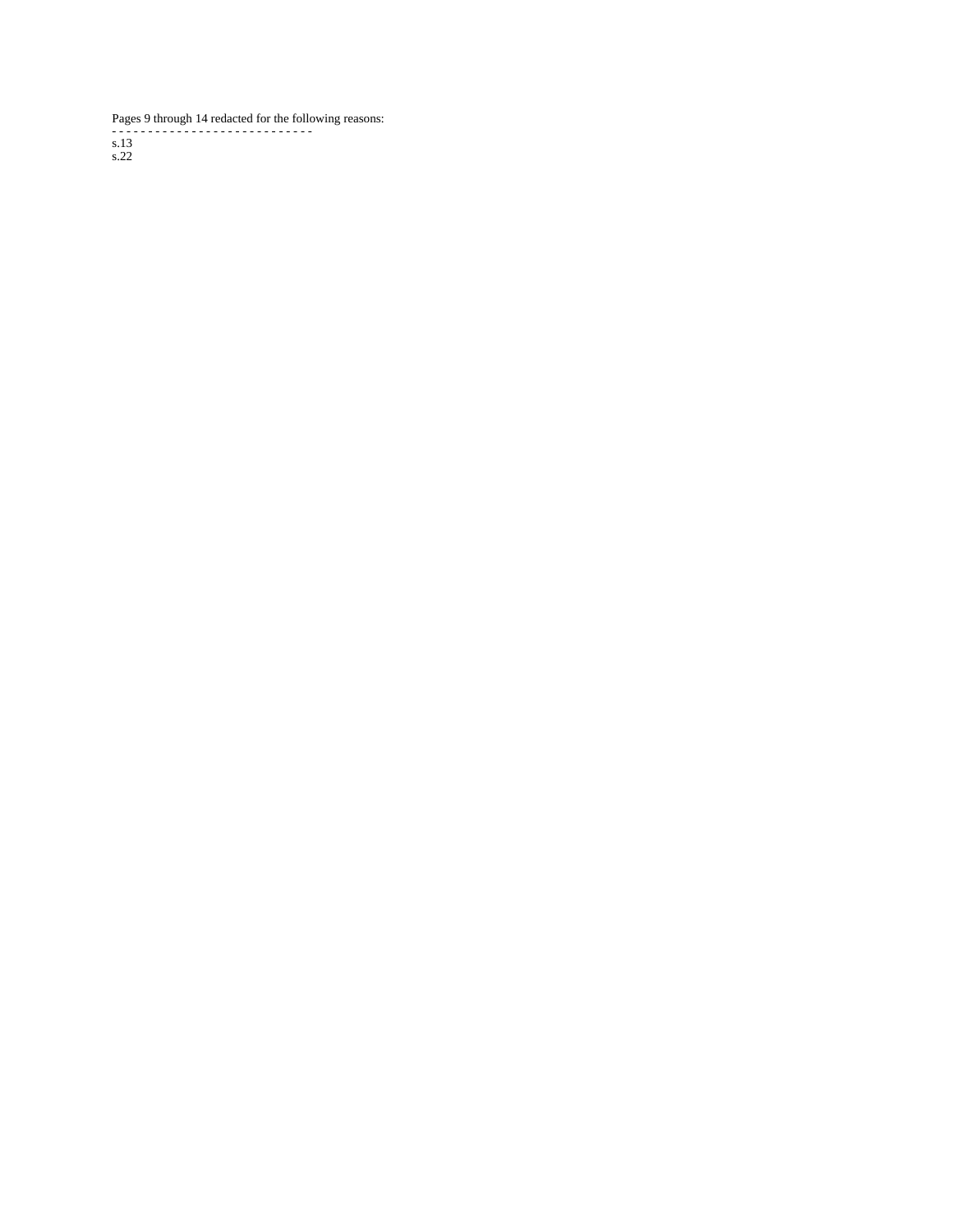Pages 9 through 14 redacted for the following reasons:

- - - - - - - - - - - - - - - - - - - - - - - - - - - -

s.13

s.22